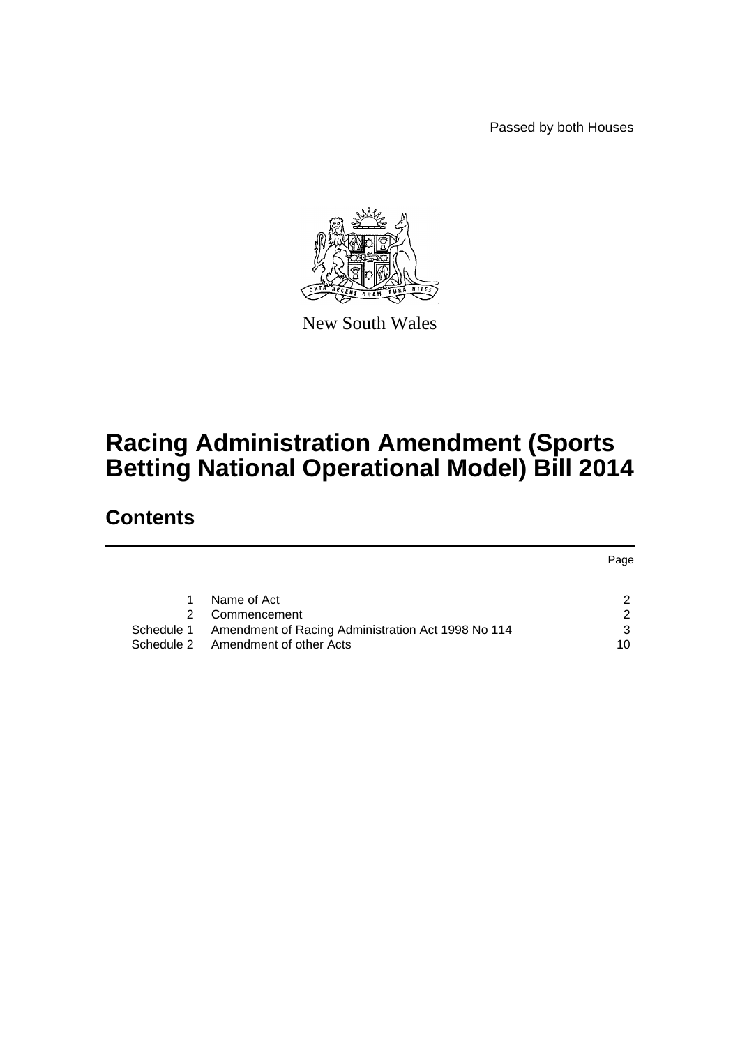Passed by both Houses

New South Wales

# Racing Administration Amendment (Sports Betting National Operational Model) Bill 2014

## Contents

| | | Page |
|---|---|---|
| 1 | Name of Act | 2 |
| 2 | Commencement | 2 |
| Schedule 1 | Amendment of Racing Administration Act 1998 No 114 | 3 |
| Schedule 2 | Amendment of other Acts | 10 |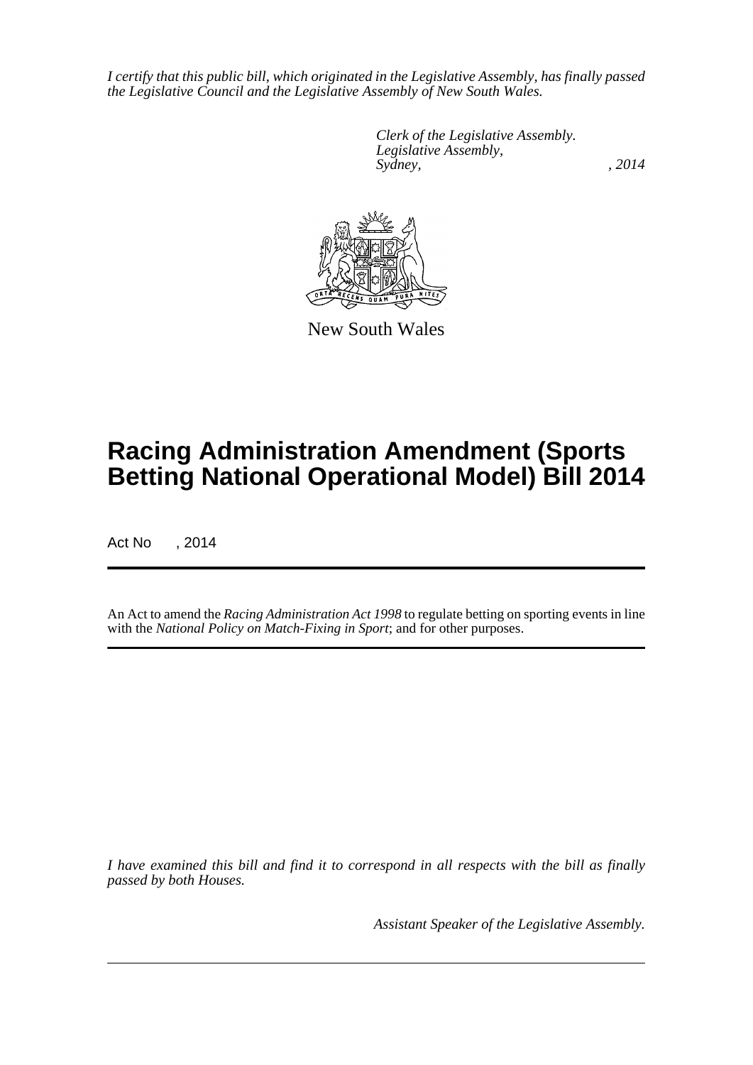*I certify that this public bill, which originated in the Legislative Assembly, has finally passed the Legislative Council and the Legislative Assembly of New South Wales.*

*Clerk of the Legislative Assembly.*
*Legislative Assembly,*
*Sydney, , 2014*

New South Wales

# Racing Administration Amendment (Sports Betting National Operational Model) Bill 2014

Act No , 2014

An Act to amend the *Racing Administration Act 1998* to regulate betting on sporting events in line with the *National Policy on Match-Fixing in Sport*; and for other purposes.

*I have examined this bill and find it to correspond in all respects with the bill as finally passed by both Houses.*

*Assistant Speaker of the Legislative Assembly.*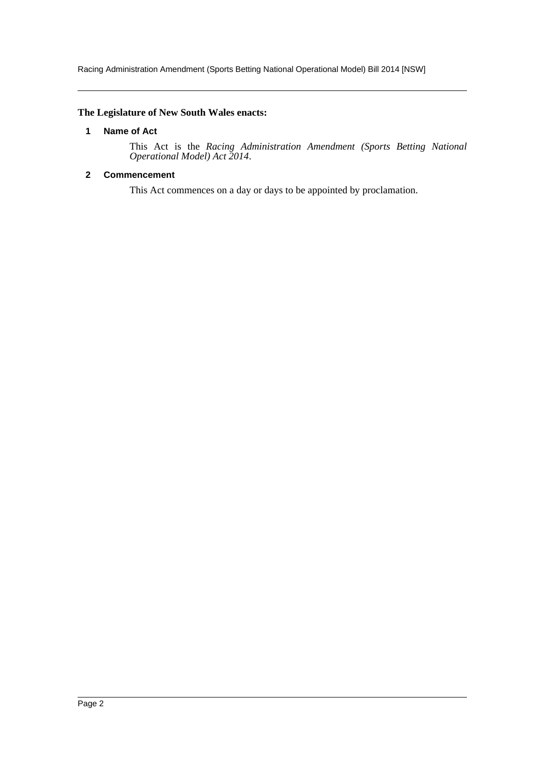**The Legislature of New South Wales enacts:**

### 1 Name of Act

This Act is the *Racing Administration Amendment (Sports Betting National Operational Model) Act 2014*.

### 2 Commencement

This Act commences on a day or days to be appointed by proclamation.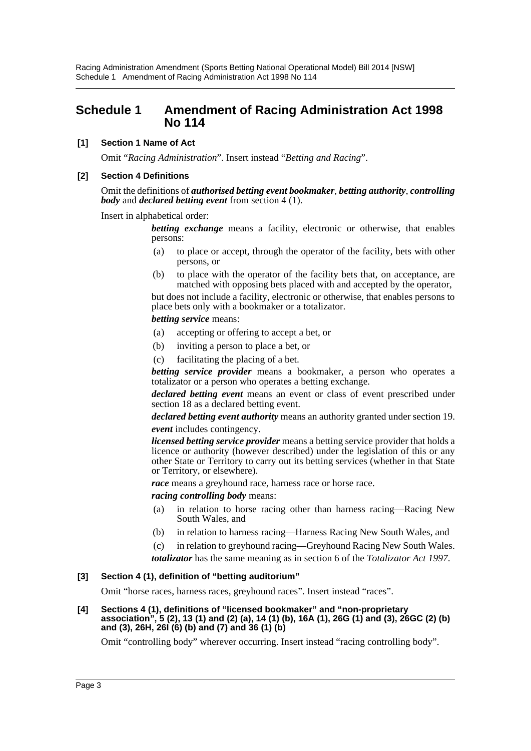# Schedule 1 Amendment of Racing Administration Act 1998 No 114

**[1] Section 1 Name of Act**

Omit "*Racing Administration*". Insert instead "*Betting and Racing*".

**[2] Section 4 Definitions**

Omit the definitions of ***authorised betting event bookmaker***, ***betting authority***, ***controlling body*** and ***declared betting event*** from section 4 (1).

Insert in alphabetical order:

> ***betting exchange*** means a facility, electronic or otherwise, that enables persons:
>
> (a) to place or accept, through the operator of the facility, bets with other persons, or
>
> (b) to place with the operator of the facility bets that, on acceptance, are matched with opposing bets placed with and accepted by the operator,
>
> but does not include a facility, electronic or otherwise, that enables persons to place bets only with a bookmaker or a totalizator.
>
> ***betting service*** means:
>
> (a) accepting or offering to accept a bet, or
>
> (b) inviting a person to place a bet, or
>
> (c) facilitating the placing of a bet.
>
> ***betting service provider*** means a bookmaker, a person who operates a totalizator or a person who operates a betting exchange.
>
> ***declared betting event*** means an event or class of event prescribed under section 18 as a declared betting event.
>
> ***declared betting event authority*** means an authority granted under section 19.
>
> ***event*** includes contingency.
>
> ***licensed betting service provider*** means a betting service provider that holds a licence or authority (however described) under the legislation of this or any other State or Territory to carry out its betting services (whether in that State or Territory, or elsewhere).
>
> ***race*** means a greyhound race, harness race or horse race.
>
> ***racing controlling body*** means:
>
> (a) in relation to horse racing other than harness racing—Racing New South Wales, and
>
> (b) in relation to harness racing—Harness Racing New South Wales, and
>
> (c) in relation to greyhound racing—Greyhound Racing New South Wales.
>
> ***totalizator*** has the same meaning as in section 6 of the *Totalizator Act 1997*.

**[3] Section 4 (1), definition of "betting auditorium"**

Omit "horse races, harness races, greyhound races". Insert instead "races".

**[4] Sections 4 (1), definitions of "licensed bookmaker" and "non-proprietary association", 5 (2), 13 (1) and (2) (a), 14 (1) (b), 16A (1), 26G (1) and (3), 26GC (2) (b) and (3), 26H, 26I (6) (b) and (7) and 36 (1) (b)**

Omit "controlling body" wherever occurring. Insert instead "racing controlling body".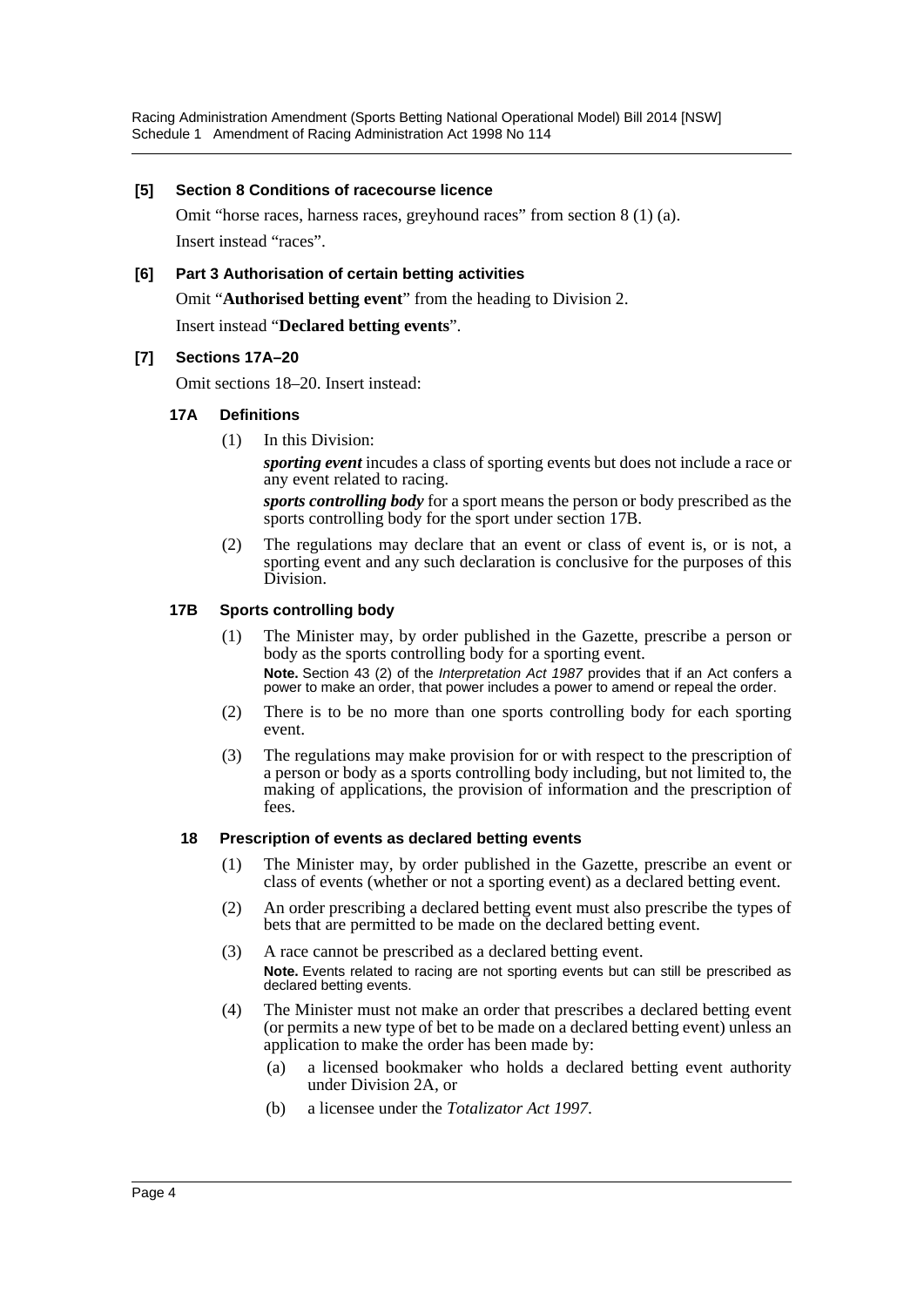**[5] Section 8 Conditions of racecourse licence**

Omit "horse races, harness races, greyhound races" from section 8 (1) (a).

Insert instead "races".

**[6] Part 3 Authorisation of certain betting activities**

Omit "**Authorised betting event**" from the heading to Division 2.

Insert instead "**Declared betting events**".

**[7] Sections 17A–20**

Omit sections 18–20. Insert instead:

**17A Definitions**

(1) In this Division:

***sporting event*** incudes a class of sporting events but does not include a race or any event related to racing.

***sports controlling body*** for a sport means the person or body prescribed as the sports controlling body for the sport under section 17B.

(2) The regulations may declare that an event or class of event is, or is not, a sporting event and any such declaration is conclusive for the purposes of this Division.

**17B Sports controlling body**

(1) The Minister may, by order published in the Gazette, prescribe a person or body as the sports controlling body for a sporting event.

**Note.** Section 43 (2) of the *Interpretation Act 1987* provides that if an Act confers a power to make an order, that power includes a power to amend or repeal the order.

(2) There is to be no more than one sports controlling body for each sporting event.

(3) The regulations may make provision for or with respect to the prescription of a person or body as a sports controlling body including, but not limited to, the making of applications, the provision of information and the prescription of fees.

**18 Prescription of events as declared betting events**

(1) The Minister may, by order published in the Gazette, prescribe an event or class of events (whether or not a sporting event) as a declared betting event.

(2) An order prescribing a declared betting event must also prescribe the types of bets that are permitted to be made on the declared betting event.

(3) A race cannot be prescribed as a declared betting event.

**Note.** Events related to racing are not sporting events but can still be prescribed as declared betting events.

(4) The Minister must not make an order that prescribes a declared betting event (or permits a new type of bet to be made on a declared betting event) unless an application to make the order has been made by:

(a) a licensed bookmaker who holds a declared betting event authority under Division 2A, or

(b) a licensee under the *Totalizator Act 1997*.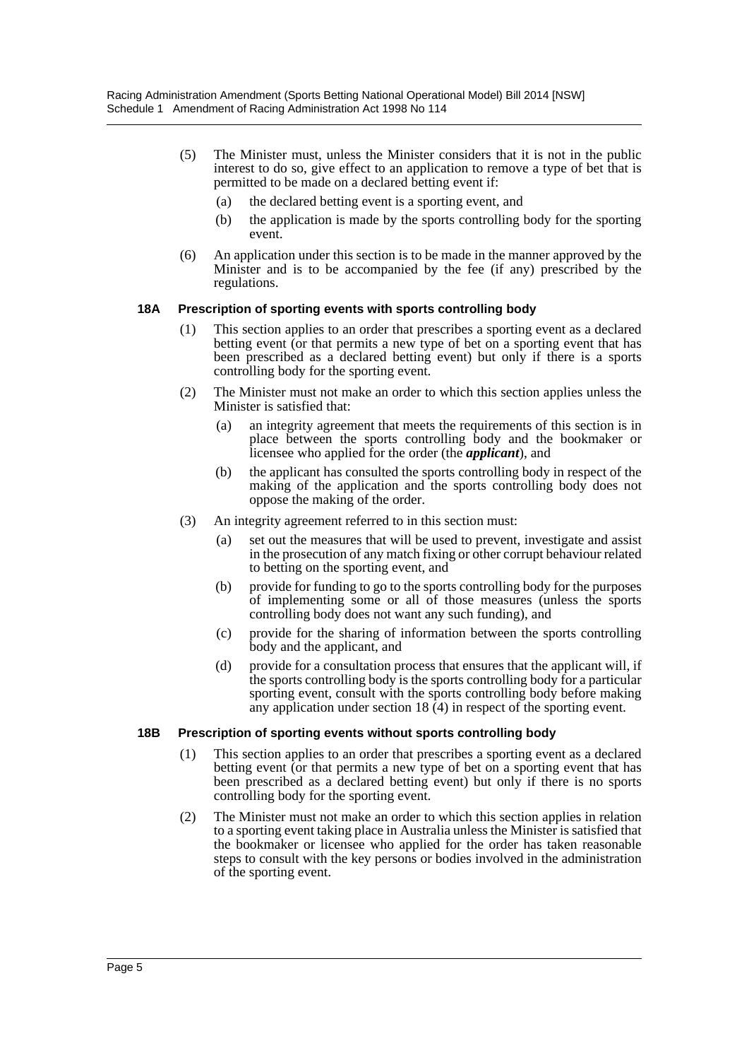(5) The Minister must, unless the Minister considers that it is not in the public interest to do so, give effect to an application to remove a type of bet that is permitted to be made on a declared betting event if:

(a) the declared betting event is a sporting event, and

(b) the application is made by the sports controlling body for the sporting event.

(6) An application under this section is to be made in the manner approved by the Minister and is to be accompanied by the fee (if any) prescribed by the regulations.

### 18A Prescription of sporting events with sports controlling body

(1) This section applies to an order that prescribes a sporting event as a declared betting event (or that permits a new type of bet on a sporting event that has been prescribed as a declared betting event) but only if there is a sports controlling body for the sporting event.

(2) The Minister must not make an order to which this section applies unless the Minister is satisfied that:

(a) an integrity agreement that meets the requirements of this section is in place between the sports controlling body and the bookmaker or licensee who applied for the order (the ***applicant***), and

(b) the applicant has consulted the sports controlling body in respect of the making of the application and the sports controlling body does not oppose the making of the order.

(3) An integrity agreement referred to in this section must:

(a) set out the measures that will be used to prevent, investigate and assist in the prosecution of any match fixing or other corrupt behaviour related to betting on the sporting event, and

(b) provide for funding to go to the sports controlling body for the purposes of implementing some or all of those measures (unless the sports controlling body does not want any such funding), and

(c) provide for the sharing of information between the sports controlling body and the applicant, and

(d) provide for a consultation process that ensures that the applicant will, if the sports controlling body is the sports controlling body for a particular sporting event, consult with the sports controlling body before making any application under section 18 (4) in respect of the sporting event.

### 18B Prescription of sporting events without sports controlling body

(1) This section applies to an order that prescribes a sporting event as a declared betting event (or that permits a new type of bet on a sporting event that has been prescribed as a declared betting event) but only if there is no sports controlling body for the sporting event.

(2) The Minister must not make an order to which this section applies in relation to a sporting event taking place in Australia unless the Minister is satisfied that the bookmaker or licensee who applied for the order has taken reasonable steps to consult with the key persons or bodies involved in the administration of the sporting event.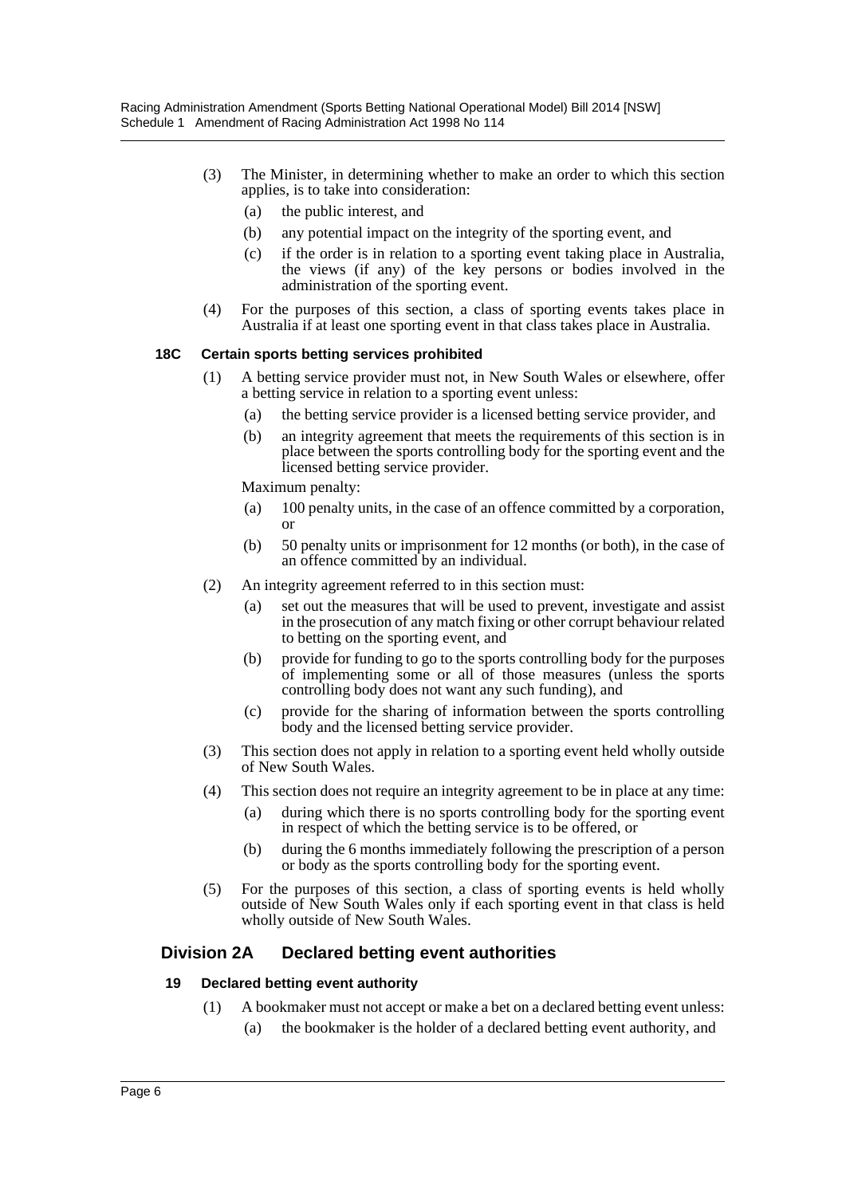(3) The Minister, in determining whether to make an order to which this section applies, is to take into consideration:

(a) the public interest, and

(b) any potential impact on the integrity of the sporting event, and

(c) if the order is in relation to a sporting event taking place in Australia, the views (if any) of the key persons or bodies involved in the administration of the sporting event.

(4) For the purposes of this section, a class of sporting events takes place in Australia if at least one sporting event in that class takes place in Australia.

### 18C Certain sports betting services prohibited

(1) A betting service provider must not, in New South Wales or elsewhere, offer a betting service in relation to a sporting event unless:

(a) the betting service provider is a licensed betting service provider, and

(b) an integrity agreement that meets the requirements of this section is in place between the sports controlling body for the sporting event and the licensed betting service provider.

Maximum penalty:

(a) 100 penalty units, in the case of an offence committed by a corporation, or

(b) 50 penalty units or imprisonment for 12 months (or both), in the case of an offence committed by an individual.

(2) An integrity agreement referred to in this section must:

(a) set out the measures that will be used to prevent, investigate and assist in the prosecution of any match fixing or other corrupt behaviour related to betting on the sporting event, and

(b) provide for funding to go to the sports controlling body for the purposes of implementing some or all of those measures (unless the sports controlling body does not want any such funding), and

(c) provide for the sharing of information between the sports controlling body and the licensed betting service provider.

(3) This section does not apply in relation to a sporting event held wholly outside of New South Wales.

(4) This section does not require an integrity agreement to be in place at any time:

(a) during which there is no sports controlling body for the sporting event in respect of which the betting service is to be offered, or

(b) during the 6 months immediately following the prescription of a person or body as the sports controlling body for the sporting event.

(5) For the purposes of this section, a class of sporting events is held wholly outside of New South Wales only if each sporting event in that class is held wholly outside of New South Wales.

## Division 2A Declared betting event authorities

### 19 Declared betting event authority

(1) A bookmaker must not accept or make a bet on a declared betting event unless:

(a) the bookmaker is the holder of a declared betting event authority, and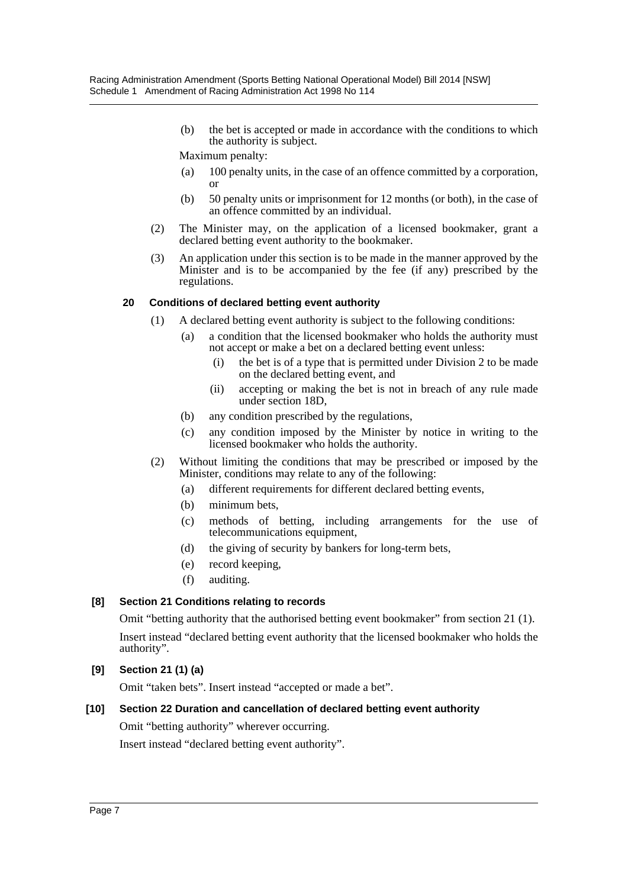(b) the bet is accepted or made in accordance with the conditions to which the authority is subject.

Maximum penalty:

(a) 100 penalty units, in the case of an offence committed by a corporation, or

(b) 50 penalty units or imprisonment for 12 months (or both), in the case of an offence committed by an individual.

(2) The Minister may, on the application of a licensed bookmaker, grant a declared betting event authority to the bookmaker.

(3) An application under this section is to be made in the manner approved by the Minister and is to be accompanied by the fee (if any) prescribed by the regulations.

**20 Conditions of declared betting event authority**

(1) A declared betting event authority is subject to the following conditions:

(a) a condition that the licensed bookmaker who holds the authority must not accept or make a bet on a declared betting event unless:

(i) the bet is of a type that is permitted under Division 2 to be made on the declared betting event, and

(ii) accepting or making the bet is not in breach of any rule made under section 18D,

(b) any condition prescribed by the regulations,

(c) any condition imposed by the Minister by notice in writing to the licensed bookmaker who holds the authority.

(2) Without limiting the conditions that may be prescribed or imposed by the Minister, conditions may relate to any of the following:

(a) different requirements for different declared betting events,

(b) minimum bets,

(c) methods of betting, including arrangements for the use of telecommunications equipment,

(d) the giving of security by bankers for long-term bets,

(e) record keeping,

(f) auditing.

**[8] Section 21 Conditions relating to records**

Omit "betting authority that the authorised betting event bookmaker" from section 21 (1).

Insert instead "declared betting event authority that the licensed bookmaker who holds the authority".

**[9] Section 21 (1) (a)**

Omit "taken bets". Insert instead "accepted or made a bet".

**[10] Section 22 Duration and cancellation of declared betting event authority**

Omit "betting authority" wherever occurring.

Insert instead "declared betting event authority".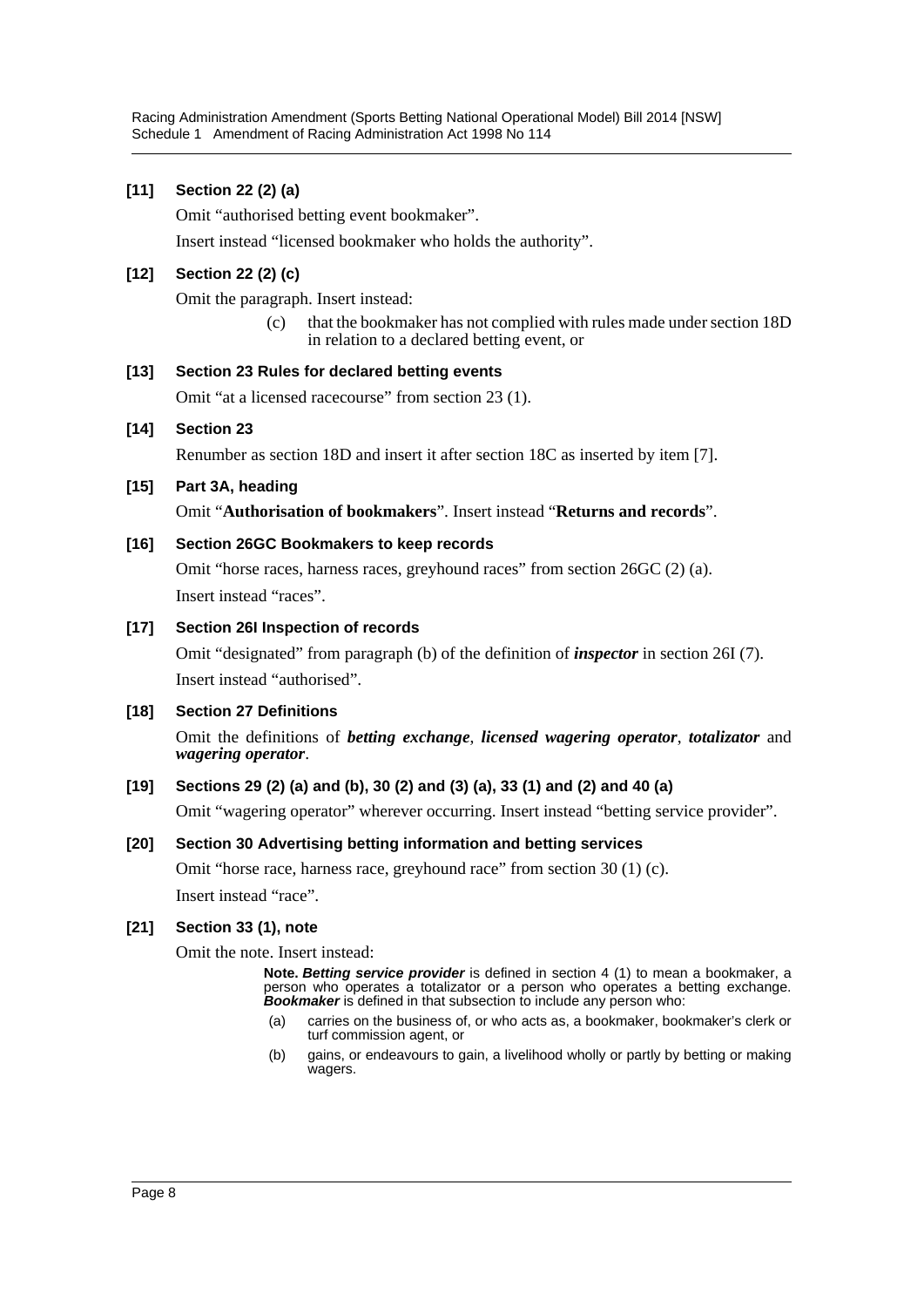### [11] Section 22 (2) (a)

Omit "authorised betting event bookmaker".

Insert instead "licensed bookmaker who holds the authority".

### [12] Section 22 (2) (c)

Omit the paragraph. Insert instead:

> (c) that the bookmaker has not complied with rules made under section 18D in relation to a declared betting event, or

### [13] Section 23 Rules for declared betting events

Omit "at a licensed racecourse" from section 23 (1).

### [14] Section 23

Renumber as section 18D and insert it after section 18C as inserted by item [7].

### [15] Part 3A, heading

Omit "**Authorisation of bookmakers**". Insert instead "**Returns and records**".

### [16] Section 26GC Bookmakers to keep records

Omit "horse races, harness races, greyhound races" from section 26GC (2) (a).

Insert instead "races".

### [17] Section 26I Inspection of records

Omit "designated" from paragraph (b) of the definition of ***inspector*** in section 26I (7).

Insert instead "authorised".

### [18] Section 27 Definitions

Omit the definitions of ***betting exchange***, ***licensed wagering operator***, ***totalizator*** and ***wagering operator***.

### [19] Sections 29 (2) (a) and (b), 30 (2) and (3) (a), 33 (1) and (2) and 40 (a)

Omit "wagering operator" wherever occurring. Insert instead "betting service provider".

### [20] Section 30 Advertising betting information and betting services

Omit "horse race, harness race, greyhound race" from section 30 (1) (c).

Insert instead "race".

### [21] Section 33 (1), note

Omit the note. Insert instead:

> **Note.** ***Betting service provider*** is defined in section 4 (1) to mean a bookmaker, a person who operates a totalizator or a person who operates a betting exchange. ***Bookmaker*** is defined in that subsection to include any person who:
>
> (a) carries on the business of, or who acts as, a bookmaker, bookmaker's clerk or turf commission agent, or
>
> (b) gains, or endeavours to gain, a livelihood wholly or partly by betting or making wagers.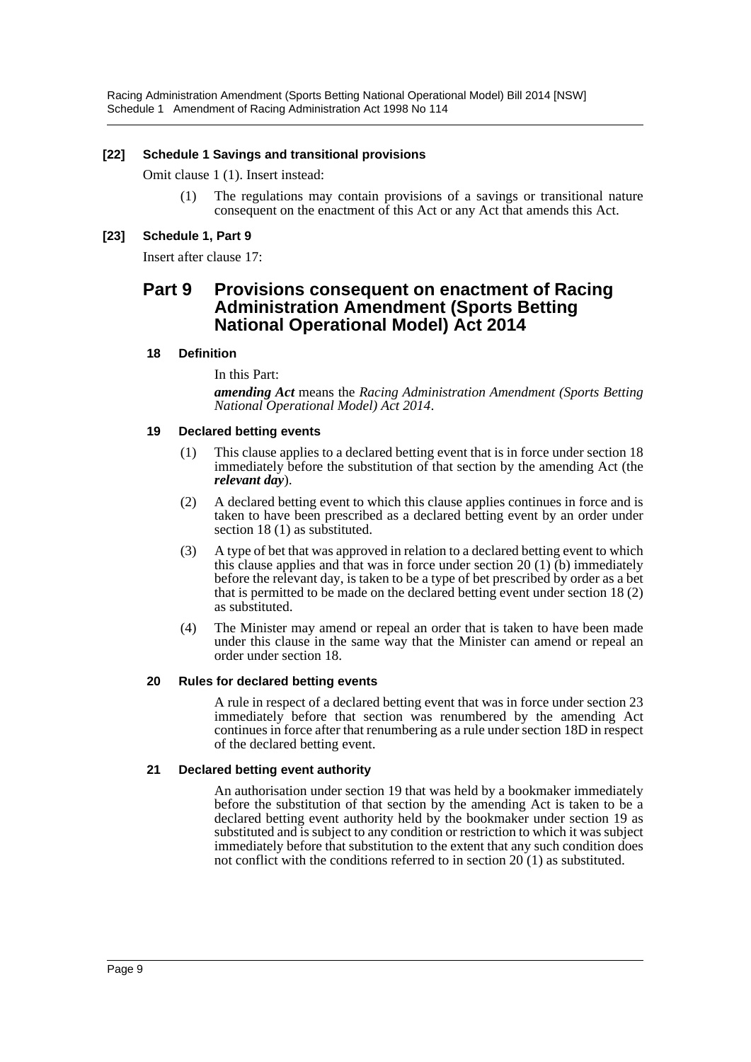### [22] Schedule 1 Savings and transitional provisions

Omit clause 1 (1). Insert instead:

(1) The regulations may contain provisions of a savings or transitional nature consequent on the enactment of this Act or any Act that amends this Act.

### [23] Schedule 1, Part 9

Insert after clause 17:

## Part 9 Provisions consequent on enactment of Racing Administration Amendment (Sports Betting National Operational Model) Act 2014

#### 18 Definition

In this Part:

***amending Act*** means the *Racing Administration Amendment (Sports Betting National Operational Model) Act 2014*.

#### 19 Declared betting events

(1) This clause applies to a declared betting event that is in force under section 18 immediately before the substitution of that section by the amending Act (the ***relevant day***).

(2) A declared betting event to which this clause applies continues in force and is taken to have been prescribed as a declared betting event by an order under section 18 (1) as substituted.

(3) A type of bet that was approved in relation to a declared betting event to which this clause applies and that was in force under section 20 (1) (b) immediately before the relevant day, is taken to be a type of bet prescribed by order as a bet that is permitted to be made on the declared betting event under section 18 (2) as substituted.

(4) The Minister may amend or repeal an order that is taken to have been made under this clause in the same way that the Minister can amend or repeal an order under section 18.

#### 20 Rules for declared betting events

A rule in respect of a declared betting event that was in force under section 23 immediately before that section was renumbered by the amending Act continues in force after that renumbering as a rule under section 18D in respect of the declared betting event.

#### 21 Declared betting event authority

An authorisation under section 19 that was held by a bookmaker immediately before the substitution of that section by the amending Act is taken to be a declared betting event authority held by the bookmaker under section 19 as substituted and is subject to any condition or restriction to which it was subject immediately before that substitution to the extent that any such condition does not conflict with the conditions referred to in section 20 (1) as substituted.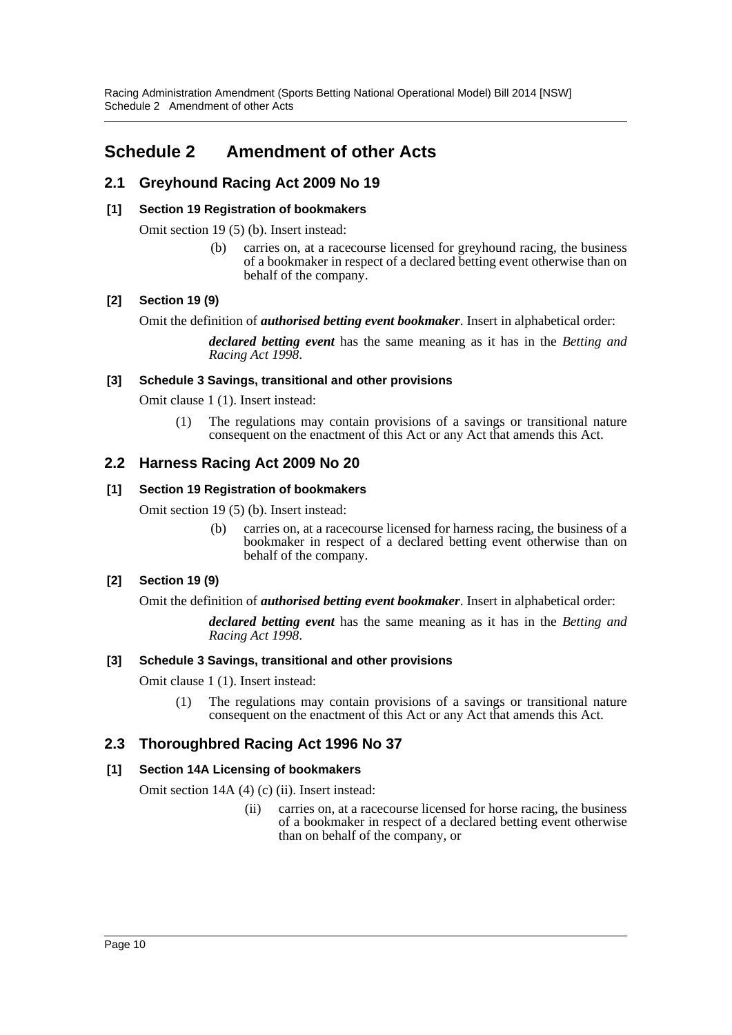# Schedule 2 Amendment of other Acts

## 2.1 Greyhound Racing Act 2009 No 19

### [1] Section 19 Registration of bookmakers

Omit section 19 (5) (b). Insert instead:

> (b) carries on, at a racecourse licensed for greyhound racing, the business of a bookmaker in respect of a declared betting event otherwise than on behalf of the company.

### [2] Section 19 (9)

Omit the definition of ***authorised betting event bookmaker***. Insert in alphabetical order:

> ***declared betting event*** has the same meaning as it has in the *Betting and Racing Act 1998*.

### [3] Schedule 3 Savings, transitional and other provisions

Omit clause 1 (1). Insert instead:

> (1) The regulations may contain provisions of a savings or transitional nature consequent on the enactment of this Act or any Act that amends this Act.

## 2.2 Harness Racing Act 2009 No 20

### [1] Section 19 Registration of bookmakers

Omit section 19 (5) (b). Insert instead:

> (b) carries on, at a racecourse licensed for harness racing, the business of a bookmaker in respect of a declared betting event otherwise than on behalf of the company.

### [2] Section 19 (9)

Omit the definition of ***authorised betting event bookmaker***. Insert in alphabetical order:

> ***declared betting event*** has the same meaning as it has in the *Betting and Racing Act 1998*.

### [3] Schedule 3 Savings, transitional and other provisions

Omit clause 1 (1). Insert instead:

> (1) The regulations may contain provisions of a savings or transitional nature consequent on the enactment of this Act or any Act that amends this Act.

## 2.3 Thoroughbred Racing Act 1996 No 37

### [1] Section 14A Licensing of bookmakers

Omit section 14A (4) (c) (ii). Insert instead:

> (ii) carries on, at a racecourse licensed for horse racing, the business of a bookmaker in respect of a declared betting event otherwise than on behalf of the company, or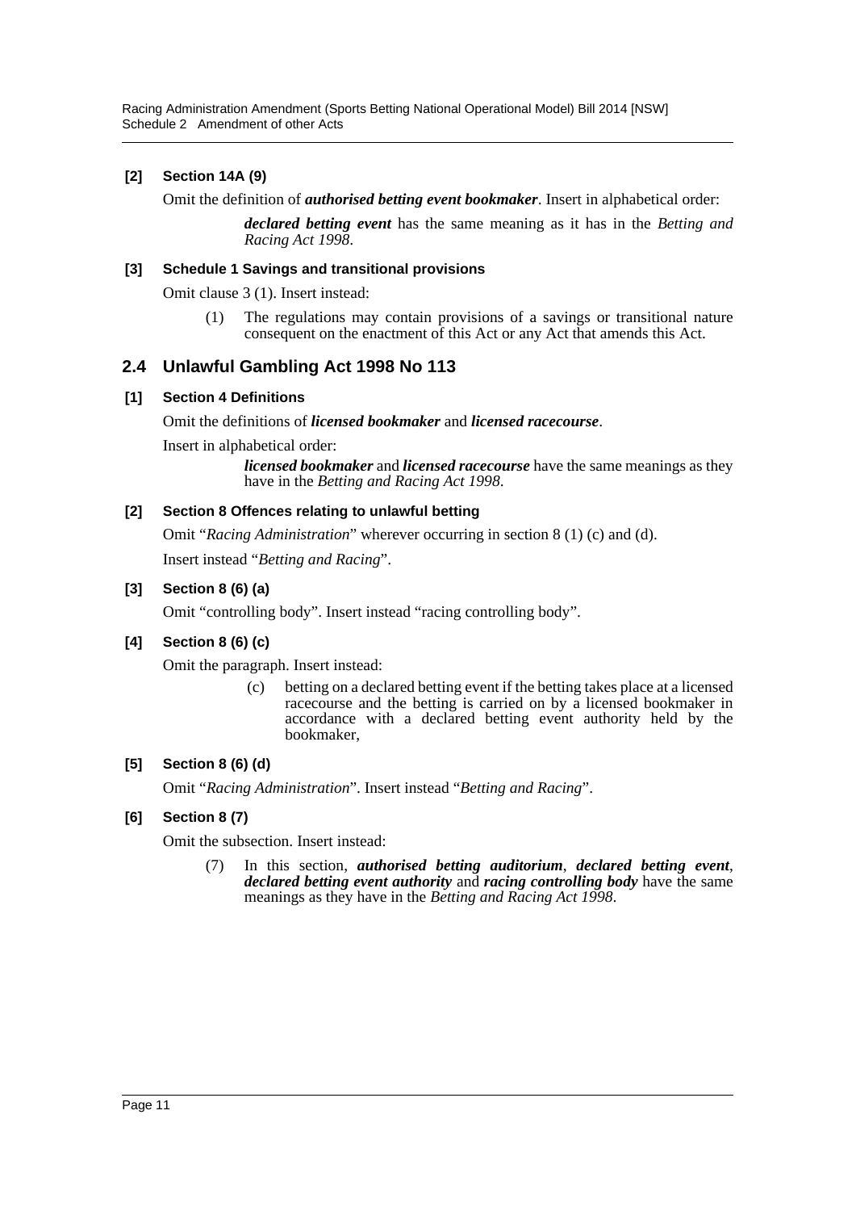**[2] Section 14A (9)**

Omit the definition of ***authorised betting event bookmaker***. Insert in alphabetical order:

> ***declared betting event*** has the same meaning as it has in the *Betting and Racing Act 1998*.

**[3] Schedule 1 Savings and transitional provisions**

Omit clause 3 (1). Insert instead:

> (1) The regulations may contain provisions of a savings or transitional nature consequent on the enactment of this Act or any Act that amends this Act.

## 2.4 Unlawful Gambling Act 1998 No 113

**[1] Section 4 Definitions**

Omit the definitions of ***licensed bookmaker*** and ***licensed racecourse***.

Insert in alphabetical order:

> ***licensed bookmaker*** and ***licensed racecourse*** have the same meanings as they have in the *Betting and Racing Act 1998*.

**[2] Section 8 Offences relating to unlawful betting**

Omit "*Racing Administration*" wherever occurring in section 8 (1) (c) and (d).

Insert instead "*Betting and Racing*".

**[3] Section 8 (6) (a)**

Omit "controlling body". Insert instead "racing controlling body".

**[4] Section 8 (6) (c)**

Omit the paragraph. Insert instead:

> (c) betting on a declared betting event if the betting takes place at a licensed racecourse and the betting is carried on by a licensed bookmaker in accordance with a declared betting event authority held by the bookmaker,

**[5] Section 8 (6) (d)**

Omit "*Racing Administration*". Insert instead "*Betting and Racing*".

**[6] Section 8 (7)**

Omit the subsection. Insert instead:

> (7) In this section, ***authorised betting auditorium***, ***declared betting event***, ***declared betting event authority*** and ***racing controlling body*** have the same meanings as they have in the *Betting and Racing Act 1998*.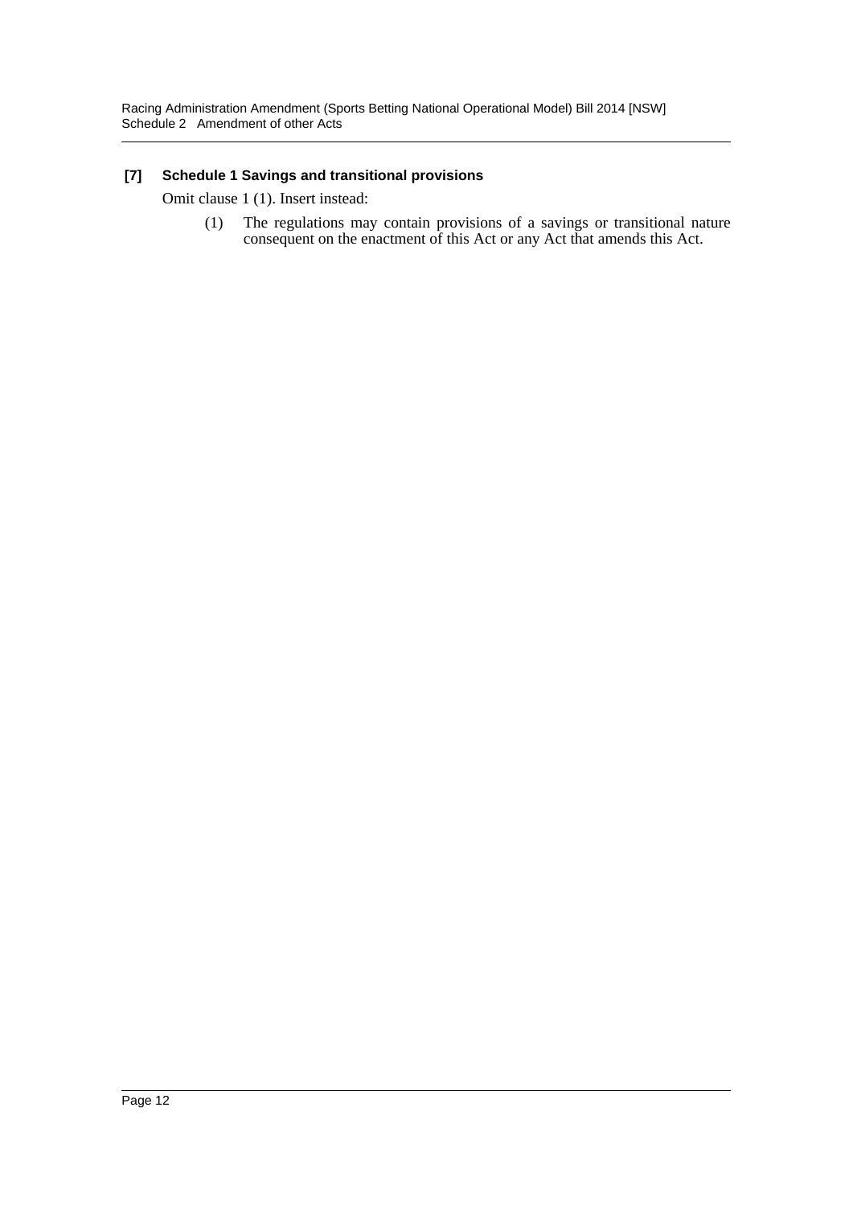**[7] Schedule 1 Savings and transitional provisions**

Omit clause 1 (1). Insert instead:

(1) The regulations may contain provisions of a savings or transitional nature consequent on the enactment of this Act or any Act that amends this Act.